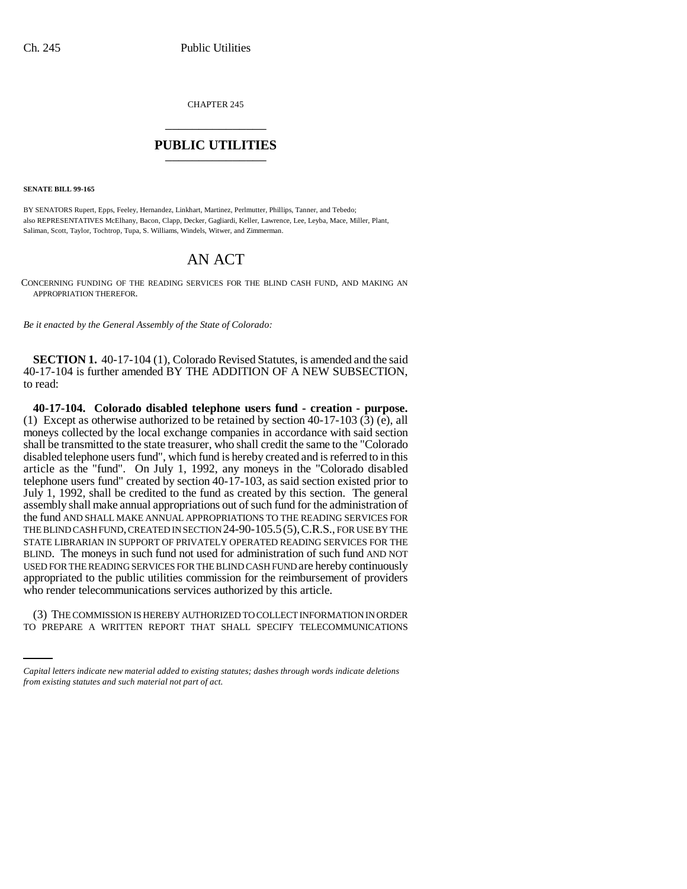CHAPTER 245

# PUBLIC UTILITIES

**SENATE BILL 99-165**

BY SENATORS Rupert, Epps, Feeley, Hernandez, Linkhart, Martinez, Perlmutter, Phillips, Tanner, and Tebedo;
also REPRESENTATIVES McElhany, Bacon, Clapp, Decker, Gagliardi, Keller, Lawrence, Lee, Leyba, Mace, Miller, Plant, Saliman, Scott, Taylor, Tochtrop, Tupa, S. Williams, Windels, Witwer, and Zimmerman.

# AN ACT

CONCERNING FUNDING OF THE READING SERVICES FOR THE BLIND CASH FUND, AND MAKING AN APPROPRIATION THEREFOR.

*Be it enacted by the General Assembly of the State of Colorado:*

**SECTION 1.** 40-17-104 (1), Colorado Revised Statutes, is amended and the said 40-17-104 is further amended BY THE ADDITION OF A NEW SUBSECTION, to read:

**40-17-104. Colorado disabled telephone users fund - creation - purpose.** (1) Except as otherwise authorized to be retained by section 40-17-103 (3) (e), all moneys collected by the local exchange companies in accordance with said section shall be transmitted to the state treasurer, who shall credit the same to the "Colorado disabled telephone users fund", which fund is hereby created and is referred to in this article as the "fund". On July 1, 1992, any moneys in the "Colorado disabled telephone users fund" created by section 40-17-103, as said section existed prior to July 1, 1992, shall be credited to the fund as created by this section. The general assembly shall make annual appropriations out of such fund for the administration of the fund AND SHALL MAKE ANNUAL APPROPRIATIONS TO THE READING SERVICES FOR THE BLIND CASH FUND, CREATED IN SECTION 24-90-105.5 (5), C.R.S., FOR USE BY THE STATE LIBRARIAN IN SUPPORT OF PRIVATELY OPERATED READING SERVICES FOR THE BLIND. The moneys in such fund not used for administration of such fund AND NOT USED FOR THE READING SERVICES FOR THE BLIND CASH FUND are hereby continuously appropriated to the public utilities commission for the reimbursement of providers who render telecommunications services authorized by this article.

(3) THE COMMISSION IS HEREBY AUTHORIZED TO COLLECT INFORMATION IN ORDER TO PREPARE A WRITTEN REPORT THAT SHALL SPECIFY TELECOMMUNICATIONS

*Capital letters indicate new material added to existing statutes; dashes through words indicate deletions from existing statutes and such material not part of act.*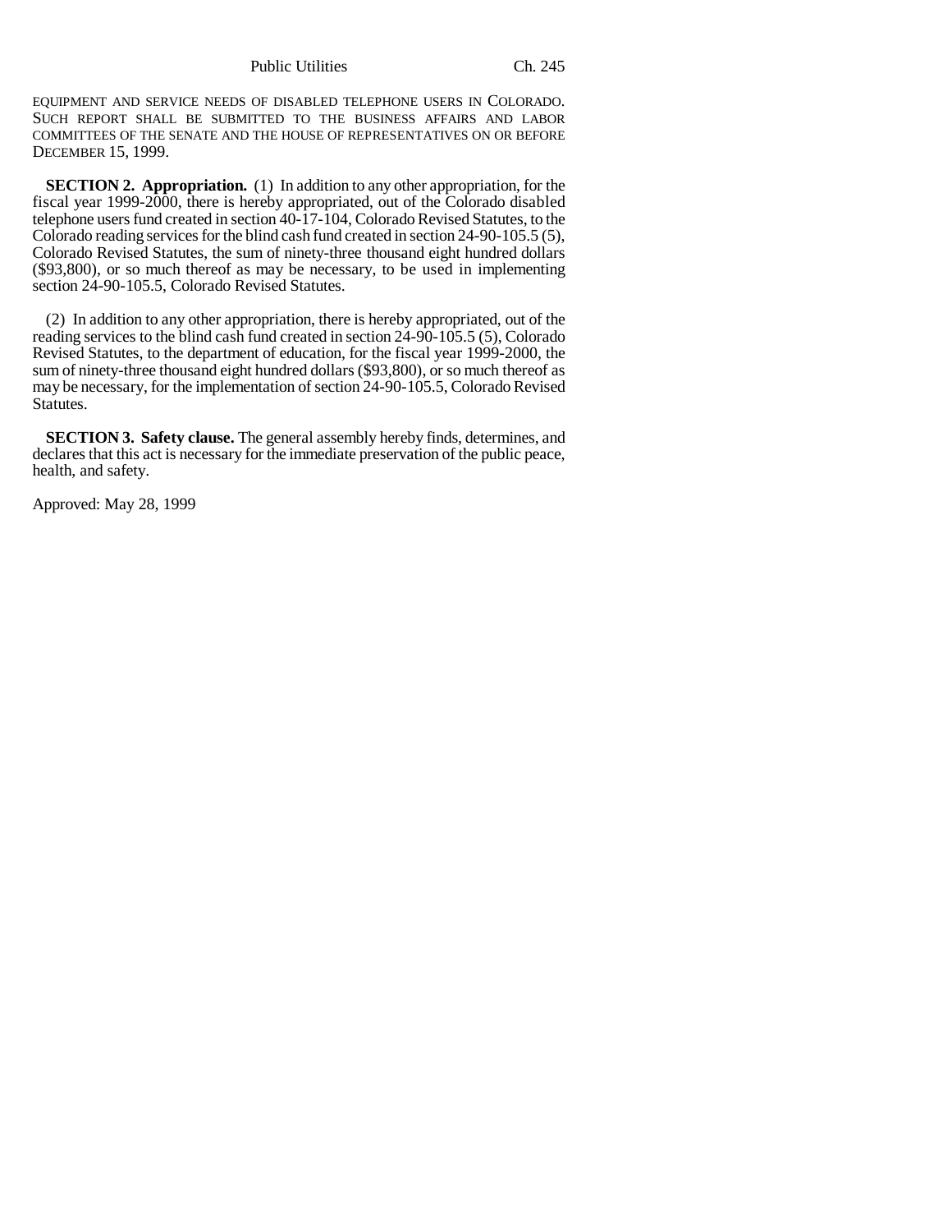EQUIPMENT AND SERVICE NEEDS OF DISABLED TELEPHONE USERS IN COLORADO. SUCH REPORT SHALL BE SUBMITTED TO THE BUSINESS AFFAIRS AND LABOR COMMITTEES OF THE SENATE AND THE HOUSE OF REPRESENTATIVES ON OR BEFORE DECEMBER 15, 1999.

**SECTION 2. Appropriation.** (1) In addition to any other appropriation, for the fiscal year 1999-2000, there is hereby appropriated, out of the Colorado disabled telephone users fund created in section 40-17-104, Colorado Revised Statutes, to the Colorado reading services for the blind cash fund created in section 24-90-105.5 (5), Colorado Revised Statutes, the sum of ninety-three thousand eight hundred dollars ($93,800), or so much thereof as may be necessary, to be used in implementing section 24-90-105.5, Colorado Revised Statutes.

(2) In addition to any other appropriation, there is hereby appropriated, out of the reading services to the blind cash fund created in section 24-90-105.5 (5), Colorado Revised Statutes, to the department of education, for the fiscal year 1999-2000, the sum of ninety-three thousand eight hundred dollars ($93,800), or so much thereof as may be necessary, for the implementation of section 24-90-105.5, Colorado Revised Statutes.

**SECTION 3. Safety clause.** The general assembly hereby finds, determines, and declares that this act is necessary for the immediate preservation of the public peace, health, and safety.

Approved: May 28, 1999